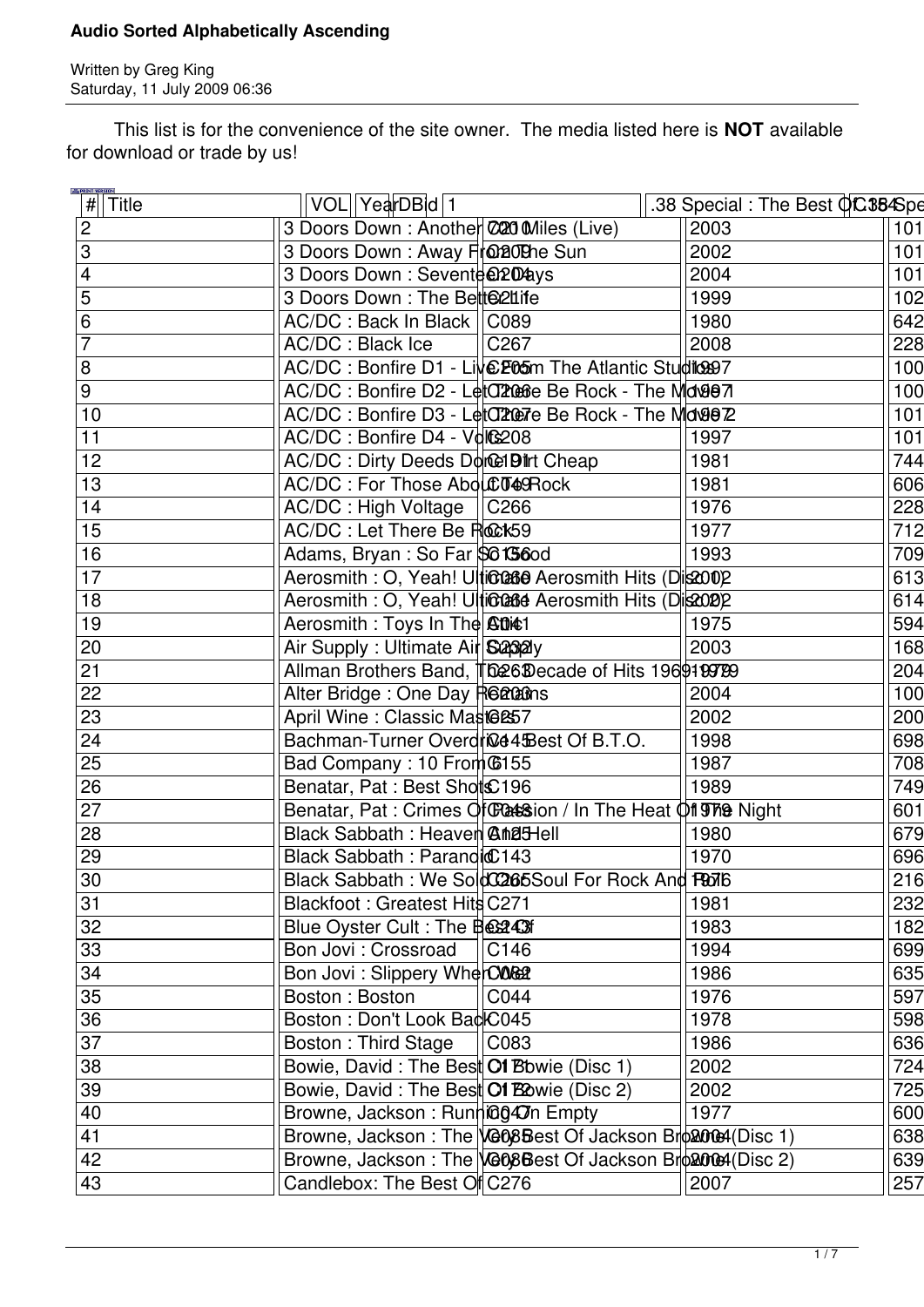# Audio Sorted Alphabetically Ascending

Written by Greg King
Saturday, 11 July 2009 06:36

This list is for the convenience of the site owner. The media listed here is **NOT** available for download or trade by us!

| # | Title | VOL | Year | DBid |
|---|---|---|---|---|
| 1 | .38 Special : The Best Of .38 Special | C184 | | |
| 2 | 3 Doors Down : Another 700 Miles (Live) | C210 | 2003 | 101 |
| 3 | 3 Doors Down : Away From The Sun | C209 | 2002 | 101 |
| 4 | 3 Doors Down : Seventeen Days | C204 | 2004 | 101 |
| 5 | 3 Doors Down : The Better Life | C211 | 1999 | 102 |
| 6 | AC/DC : Back In Black | C089 | 1980 | 642 |
| 7 | AC/DC : Black Ice | C267 | 2008 | 228 |
| 8 | AC/DC : Bonfire D1 - Live From The Atlantic Studios | C205 | 1997 | 100 |
| 9 | AC/DC : Bonfire D2 - Let There Be Rock - The Movie 1 | C206 | 1997 | 100 |
| 10 | AC/DC : Bonfire D3 - Let There Be Rock - The Movie 2 | C207 | 1997 | 101 |
| 11 | AC/DC : Bonfire D4 - Volts | C208 | 1997 | 101 |
| 12 | AC/DC : Dirty Deeds Done Dirt Cheap | C191 | 1981 | 744 |
| 13 | AC/DC : For Those About To Rock | C049 | 1981 | 606 |
| 14 | AC/DC : High Voltage | C266 | 1976 | 228 |
| 15 | AC/DC : Let There Be Rock | C159 | 1977 | 712 |
| 16 | Adams, Bryan : So Far So Good | C156 | 1993 | 709 |
| 17 | Aerosmith : O, Yeah! Ultimate Aerosmith Hits (Disc 1) | C060 | 2002 | 613 |
| 18 | Aerosmith : O, Yeah! Ultimate Aerosmith Hits (Disc 2) | C061 | 2002 | 614 |
| 19 | Aerosmith : Toys In The Attic | C041 | 1975 | 594 |
| 20 | Air Supply : Ultimate Air Supply | C232 | 2003 | 168 |
| 21 | Allman Brothers Band, The : Decade of Hits 1969-1979 | C263 | 1979 | 204 |
| 22 | Alter Bridge : One Day Remains | C203 | 2004 | 100 |
| 23 | April Wine : Classic Masters | C257 | 2002 | 200 |
| 24 | Bachman-Turner Overdrive : Best Of B.T.O. | C145 | 1998 | 698 |
| 25 | Bad Company : 10 From 6 | C155 | 1987 | 708 |
| 26 | Benatar, Pat : Best Shots | C196 | 1989 | 749 |
| 27 | Benatar, Pat : Crimes Of Passion / In The Heat Of The Night | C048 | 1979 | 601 |
| 28 | Black Sabbath : Heaven And Hell | C125 | 1980 | 679 |
| 29 | Black Sabbath : Paranoid | C143 | 1970 | 696 |
| 30 | Black Sabbath : We Sold Our Soul For Rock And Roll | C265 | 1976 | 216 |
| 31 | Blackfoot : Greatest Hits | C271 | 1981 | 232 |
| 32 | Blue Oyster Cult : The Best Of | C243 | 1983 | 182 |
| 33 | Bon Jovi : Crossroad | C146 | 1994 | 699 |
| 34 | Bon Jovi : Slippery When Wet | C082 | 1986 | 635 |
| 35 | Boston : Boston | C044 | 1976 | 597 |
| 36 | Boston : Don't Look Back | C045 | 1978 | 598 |
| 37 | Boston : Third Stage | C083 | 1986 | 636 |
| 38 | Bowie, David : The Best Of Bowie (Disc 1) | C171 | 2002 | 724 |
| 39 | Bowie, David : The Best Of Bowie (Disc 2) | C172 | 2002 | 725 |
| 40 | Browne, Jackson : Running On Empty | C047 | 1977 | 600 |
| 41 | Browne, Jackson : The Very Best Of Jackson Browne (Disc 1) | C085 | 2004 | 638 |
| 42 | Browne, Jackson : The Very Best Of Jackson Browne (Disc 2) | C086 | 2004 | 639 |
| 43 | Candlebox: The Best Of | C276 | 2007 | 257 |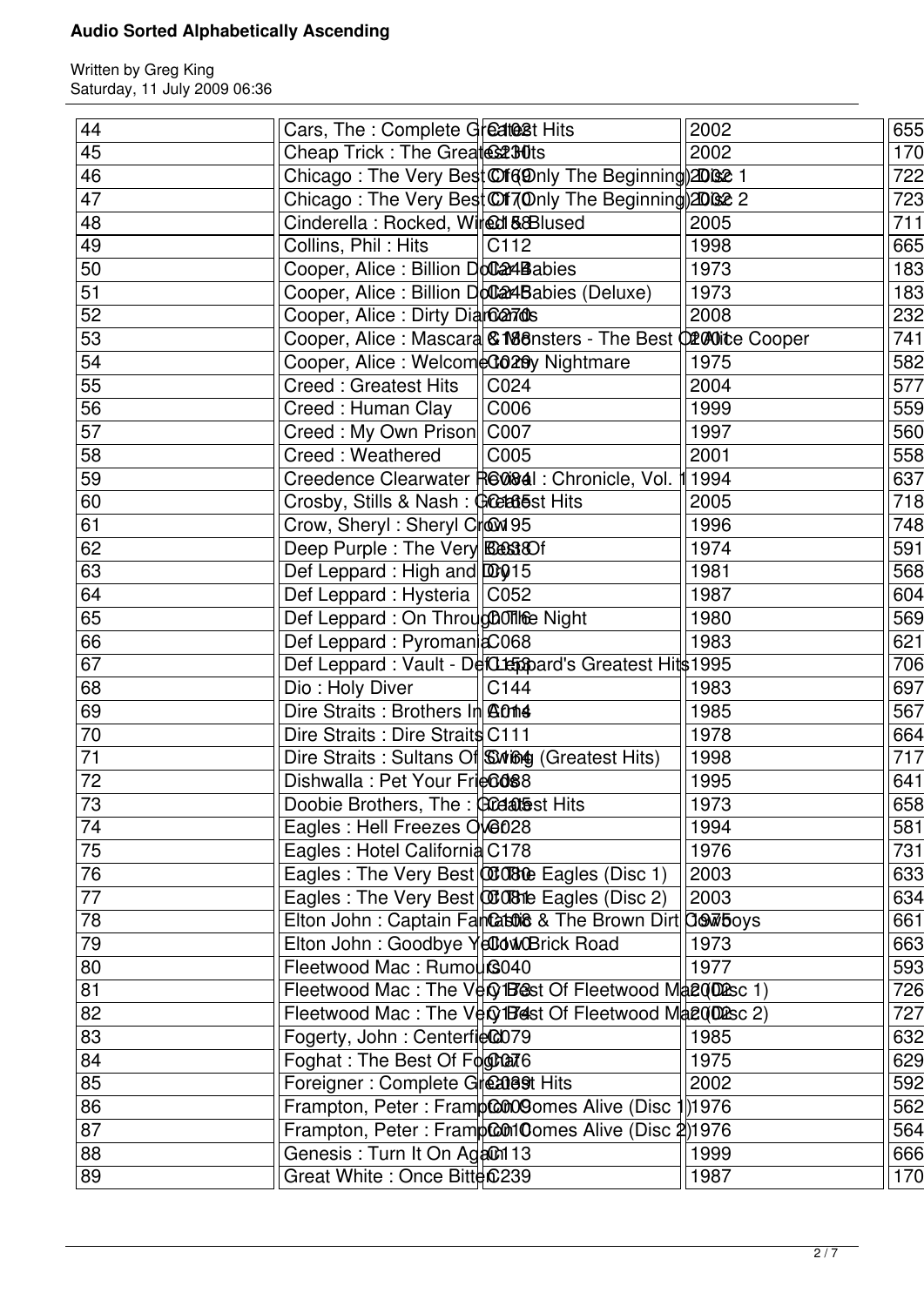| | | | | |
|---|---|---|---|---|
| 44 | Cars, The : Complete Greatest Hits | C102 | 2002 | 655 |
| 45 | Cheap Trick : The Greatest Hits | C230 | 2002 | 170 |
| 46 | Chicago : The Very Best Of (Only The Beginning) Disc 1 | C169 | 2002 | 722 |
| 47 | Chicago : The Very Best Of (Only The Beginning) Disc 2 | C170 | 2002 | 723 |
| 48 | Cinderella : Rocked, Wired & Blused | C158 | 2005 | 711 |
| 49 | Collins, Phil : Hits | C112 | 1998 | 665 |
| 50 | Cooper, Alice : Billion Dollar Babies | C248 | 1973 | 183 |
| 51 | Cooper, Alice : Billion Dollar Babies (Deluxe) | C245 | 1973 | 183 |
| 52 | Cooper, Alice : Dirty Diamonds | C270 | 2008 | 232 |
| 53 | Cooper, Alice : Mascara & Monsters - The Best Of Alice Cooper | C186 | 2001 | 741 |
| 54 | Cooper, Alice : Welcome to My Nightmare | C029 | 1975 | 582 |
| 55 | Creed : Greatest Hits | C024 | 2004 | 577 |
| 56 | Creed : Human Clay | C006 | 1999 | 559 |
| 57 | Creed : My Own Prison | C007 | 1997 | 560 |
| 58 | Creed : Weathered | C005 | 2001 | 558 |
| 59 | Creedence Clearwater Revival : Chronicle, Vol. 1 | C084 | 1994 | 637 |
| 60 | Crosby, Stills & Nash : Greatest Hits | C165 | 2005 | 718 |
| 61 | Crow, Sheryl : Sheryl Crow | C195 | 1996 | 748 |
| 62 | Deep Purple : The Very Best Of | C038 | 1974 | 591 |
| 63 | Def Leppard : High and Dry | C015 | 1981 | 568 |
| 64 | Def Leppard : Hysteria | C052 | 1987 | 604 |
| 65 | Def Leppard : On Through The Night | C016 | 1980 | 569 |
| 66 | Def Leppard : Pyromania | C068 | 1983 | 621 |
| 67 | Def Leppard : Vault - Def Leppard's Greatest Hits | C153 | 1995 | 706 |
| 68 | Dio : Holy Diver | C144 | 1983 | 697 |
| 69 | Dire Straits : Brothers In Arms | C014 | 1985 | 567 |
| 70 | Dire Straits : Dire Straits | C111 | 1978 | 664 |
| 71 | Dire Straits : Sultans Of Swing (Greatest Hits) | C164 | 1998 | 717 |
| 72 | Dishwalla : Pet Your Friends | C088 | 1995 | 641 |
| 73 | Doobie Brothers, The : Greatest Hits | C105 | 1973 | 658 |
| 74 | Eagles : Hell Freezes Over | C028 | 1994 | 581 |
| 75 | Eagles : Hotel California | C178 | 1976 | 731 |
| 76 | Eagles : The Very Best Of The Eagles (Disc 1) | C080 | 2003 | 633 |
| 77 | Eagles : The Very Best Of The Eagles (Disc 2) | C081 | 2003 | 634 |
| 78 | Elton John : Captain Fantastic & The Brown Dirt Cowboys | C108 | 1975 | 661 |
| 79 | Elton John : Goodbye Yellow Brick Road | C110 | 1973 | 663 |
| 80 | Fleetwood Mac : Rumours | C040 | 1977 | 593 |
| 81 | Fleetwood Mac : The Very Best Of Fleetwood Mac (Disc 1) | C173 | 2002 | 726 |
| 82 | Fleetwood Mac : The Very Best Of Fleetwood Mac (Disc 2) | C174 | 2002 | 727 |
| 83 | Fogerty, John : Centerfield | C079 | 1985 | 632 |
| 84 | Foghat : The Best Of Foghat | C076 | 1975 | 629 |
| 85 | Foreigner : Complete Greatest Hits | C039 | 2002 | 592 |
| 86 | Frampton, Peter : Frampton Comes Alive (Disc 1) | C009 | 1976 | 562 |
| 87 | Frampton, Peter : Frampton Comes Alive (Disc 2) | C010 | 1976 | 564 |
| 88 | Genesis : Turn It On Again | C113 | 1999 | 666 |
| 89 | Great White : Once Bitten | C239 | 1987 | 170 |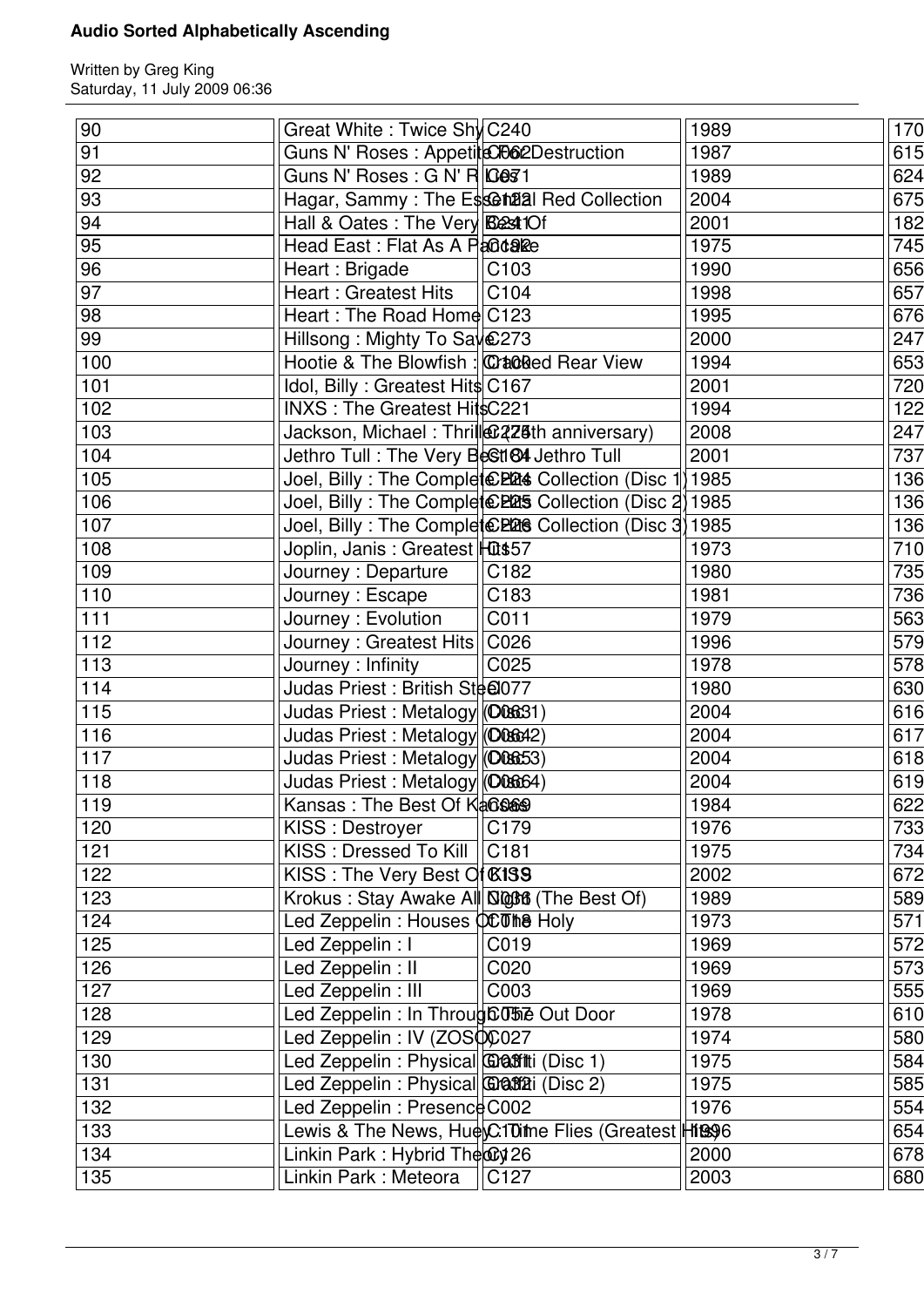| | | | | |
|---|---|---|---|---|
| 90 | Great White : Twice Shy | C240 | 1989 | 170 |
| 91 | Guns N' Roses : Appetite For Destruction | C062 | 1987 | 615 |
| 92 | Guns N' Roses : G N' R Lies | C071 | 1989 | 624 |
| 93 | Hagar, Sammy : The Essential Red Collection | C122 | 2004 | 675 |
| 94 | Hall & Oates : The Very Best Of | C241 | 2001 | 182 |
| 95 | Head East : Flat As A Pancake | C192 | 1975 | 745 |
| 96 | Heart : Brigade | C103 | 1990 | 656 |
| 97 | Heart : Greatest Hits | C104 | 1998 | 657 |
| 98 | Heart : The Road Home | C123 | 1995 | 676 |
| 99 | Hillsong : Mighty To Save | C273 | 2000 | 247 |
| 100 | Hootie & The Blowfish : Cracked Rear View | C100 | 1994 | 653 |
| 101 | Idol, Billy : Greatest Hits | C167 | 2001 | 720 |
| 102 | INXS : The Greatest Hits | C221 | 1994 | 122 |
| 103 | Jackson, Michael : Thriller (25th anniversary) | C275 | 2008 | 247 |
| 104 | Jethro Tull : The Very Best Of Jethro Tull | C184 | 2001 | 737 |
| 105 | Joel, Billy : The Complete Hits Collection (Disc 1) | C224 | 1985 | 136 |
| 106 | Joel, Billy : The Complete Hits Collection (Disc 2) | C225 | 1985 | 136 |
| 107 | Joel, Billy : The Complete Hits Collection (Disc 3) | C226 | 1985 | 136 |
| 108 | Joplin, Janis : Greatest Hits | C157 | 1973 | 710 |
| 109 | Journey : Departure | C182 | 1980 | 735 |
| 110 | Journey : Escape | C183 | 1981 | 736 |
| 111 | Journey : Evolution | C011 | 1979 | 563 |
| 112 | Journey : Greatest Hits | C026 | 1996 | 579 |
| 113 | Journey : Infinity | C025 | 1978 | 578 |
| 114 | Judas Priest : British Steel | C077 | 1980 | 630 |
| 115 | Judas Priest : Metalogy (Disc 1) | C063 | 2004 | 616 |
| 116 | Judas Priest : Metalogy (Disc 2) | C064 | 2004 | 617 |
| 117 | Judas Priest : Metalogy (Disc 3) | C065 | 2004 | 618 |
| 118 | Judas Priest : Metalogy (Disc 4) | C066 | 2004 | 619 |
| 119 | Kansas : The Best Of Kansas | C069 | 1984 | 622 |
| 120 | KISS : Destroyer | C179 | 1976 | 733 |
| 121 | KISS : Dressed To Kill | C181 | 1975 | 734 |
| 122 | KISS : The Very Best Of KISS | C119 | 2002 | 672 |
| 123 | Krokus : Stay Awake All Night (The Best Of) | C036 | 1989 | 589 |
| 124 | Led Zeppelin : Houses Of The Holy | C018 | 1973 | 571 |
| 125 | Led Zeppelin : I | C019 | 1969 | 572 |
| 126 | Led Zeppelin : II | C020 | 1969 | 573 |
| 127 | Led Zeppelin : III | C003 | 1969 | 555 |
| 128 | Led Zeppelin : In Through The Out Door | C057 | 1978 | 610 |
| 129 | Led Zeppelin : IV (ZOSO) | C027 | 1974 | 580 |
| 130 | Led Zeppelin : Physical Graffiti (Disc 1) | C031 | 1975 | 584 |
| 131 | Led Zeppelin : Physical Graffiti (Disc 2) | C032 | 1975 | 585 |
| 132 | Led Zeppelin : Presence | C002 | 1976 | 554 |
| 133 | Lewis & The News, Huey : Time Flies (Greatest Hits) | C101 | 1996 | 654 |
| 134 | Linkin Park : Hybrid Theory | C126 | 2000 | 678 |
| 135 | Linkin Park : Meteora | C127 | 2003 | 680 |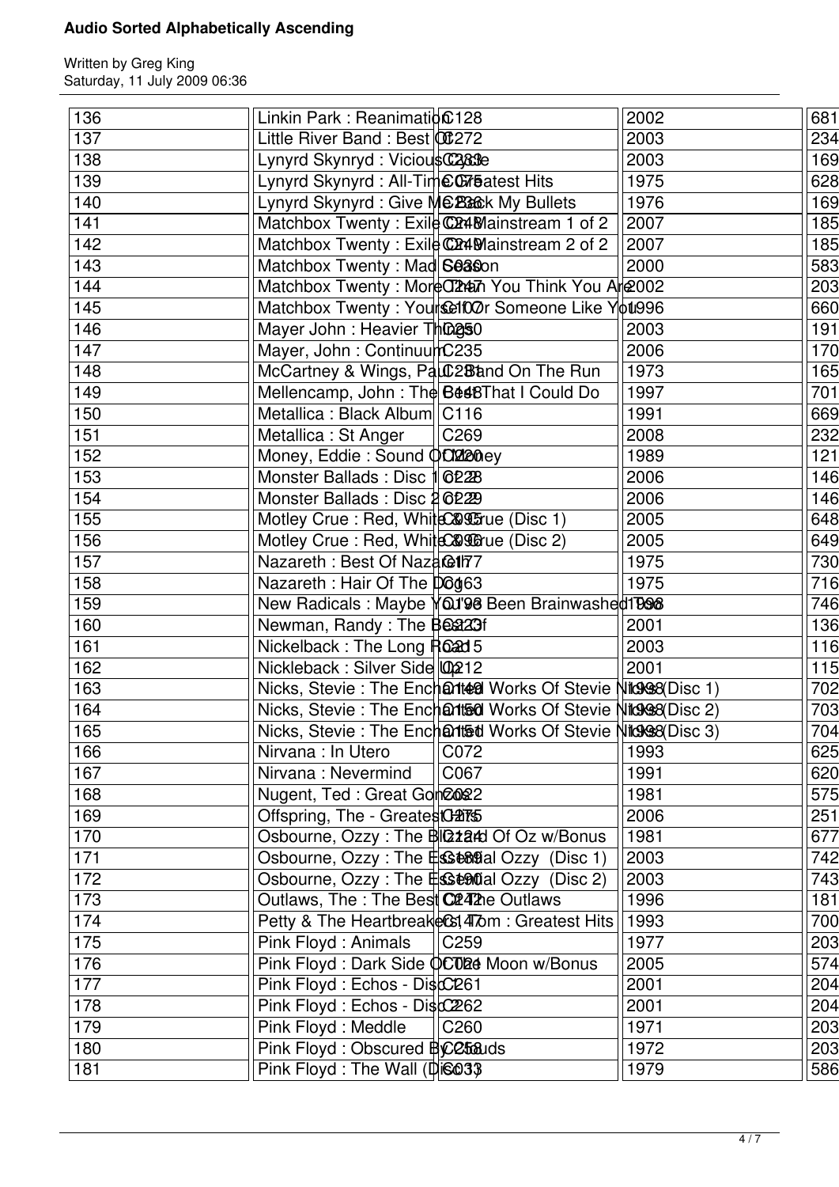# Audio Sorted Alphabetically Ascending

Written by Greg King
Saturday, 11 July 2009 06:36

| | | | | |
|---|---|---|---|---|
| 136 | Linkin Park : Reanimation | C128 | 2002 | 681 |
| 137 | Little River Band : Best Of | C272 | 2003 | 234 |
| 138 | Lynyrd Skynyrd : Vicious Cycle | C233 | 2003 | 169 |
| 139 | Lynyrd Skynyrd : All-Time Greatest Hits | C075 | 1975 | 628 |
| 140 | Lynyrd Skynyrd : Give Me Back My Bullets | C236 | 1976 | 169 |
| 141 | Matchbox Twenty : Exile On Mainstream 1 of 2 | C248 | 2007 | 185 |
| 142 | Matchbox Twenty : Exile On Mainstream 2 of 2 | C249 | 2007 | 185 |
| 143 | Matchbox Twenty : Mad Season | C030 | 2000 | 583 |
| 144 | Matchbox Twenty : More Than You Think You Are | C247 | 2002 | 203 |
| 145 | Matchbox Twenty : Yourself Or Someone Like You | C107 | 1996 | 660 |
| 146 | Mayer John : Heavier Things | C250 | 2003 | 191 |
| 147 | Mayer, John : Continuum | C235 | 2006 | 170 |
| 148 | McCartney & Wings, Paul : Band On The Run | C231 | 1973 | 165 |
| 149 | Mellencamp, John : The Best That I Could Do | C148 | 1997 | 701 |
| 150 | Metallica : Black Album | C116 | 1991 | 669 |
| 151 | Metallica : St Anger | C269 | 2008 | 232 |
| 152 | Money, Eddie : Sound Of Money | C120 | 1989 | 121 |
| 153 | Monster Ballads : Disc 1 of 2 | C228 | 2006 | 146 |
| 154 | Monster Ballads : Disc 2 of 2 | C229 | 2006 | 146 |
| 155 | Motley Crue : Red, White & Crue (Disc 1) | C095 | 2005 | 648 |
| 156 | Motley Crue : Red, White & Crue (Disc 2) | C096 | 2005 | 649 |
| 157 | Nazareth : Best Of Nazareth | C177 | 1975 | 730 |
| 158 | Nazareth : Hair Of The Dog | C163 | 1975 | 716 |
| 159 | New Radicals : Maybe You've Been Brainwashed Too | C193 | 1998 | 746 |
| 160 | Newman, Randy : The Best Of | C223 | 2001 | 136 |
| 161 | Nickelback : The Long Road | C215 | 2003 | 116 |
| 162 | Nickleback : Silver Side Up | C212 | 2001 | 115 |
| 163 | Nicks, Stevie : The Enchanted Works Of Stevie Nicks (Disc 1) | C149 | 1998 | 702 |
| 164 | Nicks, Stevie : The Enchanted Works Of Stevie Nicks (Disc 2) | C150 | 1998 | 703 |
| 165 | Nicks, Stevie : The Enchanted Works Of Stevie Nicks (Disc 3) | C151 | 1998 | 704 |
| 166 | Nirvana : In Utero | C072 | 1993 | 625 |
| 167 | Nirvana : Nevermind | C067 | 1991 | 620 |
| 168 | Nugent, Ted : Great Gonzos | C022 | 1981 | 575 |
| 169 | Offspring, The - Greatest Hits | C275 | 2006 | 251 |
| 170 | Osbourne, Ozzy : The Blizzard Of Oz w/Bonus | C124 | 1981 | 677 |
| 171 | Osbourne, Ozzy : The Essential Ozzy (Disc 1) | C189 | 2003 | 742 |
| 172 | Osbourne, Ozzy : The Essential Ozzy (Disc 2) | C190 | 2003 | 743 |
| 173 | Outlaws, The : The Best Of The Outlaws | C242 | 1996 | 181 |
| 174 | Petty & The Heartbreakers, Tom : Greatest Hits | C147 | 1993 | 700 |
| 175 | Pink Floyd : Animals | C259 | 1977 | 203 |
| 176 | Pink Floyd : Dark Side Of The Moon w/Bonus | C021 | 2005 | 574 |
| 177 | Pink Floyd : Echos - Disc 1 | C261 | 2001 | 204 |
| 178 | Pink Floyd : Echos - Disc 2 | C262 | 2001 | 204 |
| 179 | Pink Floyd : Meddle | C260 | 1971 | 203 |
| 180 | Pink Floyd : Obscured By Clouds | C258 | 1972 | 203 |
| 181 | Pink Floyd : The Wall (Disc 1) | C033 | 1979 | 586 |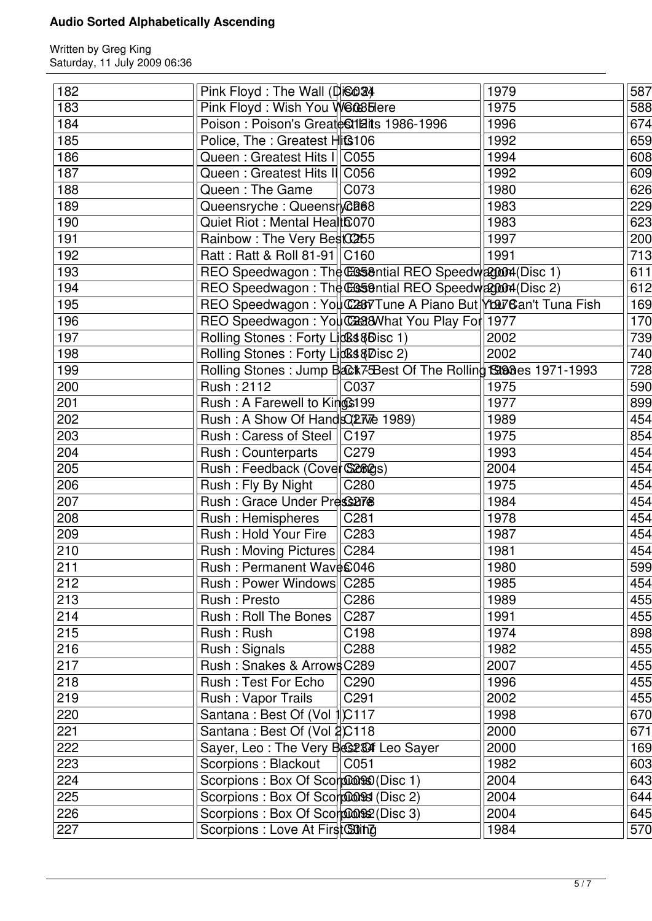| | | | | |
|---|---|---|---|---|
| 182 | Pink Floyd : The Wall (Disc 2) | C034 | 1979 | 587 |
| 183 | Pink Floyd : Wish You Were Here | C035 | 1975 | 588 |
| 184 | Poison : Poison's Greatest Hits 1986-1996 | C121 | 1996 | 674 |
| 185 | Police, The : Greatest Hits | C106 | 1992 | 659 |
| 186 | Queen : Greatest Hits I | C055 | 1994 | 608 |
| 187 | Queen : Greatest Hits II | C056 | 1992 | 609 |
| 188 | Queen : The Game | C073 | 1980 | 626 |
| 189 | Queensryche : Queensryche | C268 | 1983 | 229 |
| 190 | Quiet Riot : Mental Health | C070 | 1983 | 623 |
| 191 | Rainbow : The Very Best Of | C255 | 1997 | 200 |
| 192 | Ratt : Ratt & Roll 81-91 | C160 | 1991 | 713 |
| 193 | REO Speedwagon : The Essential REO Speedwagon (Disc 1) | C058 | 2004 | 611 |
| 194 | REO Speedwagon : The Essential REO Speedwagon (Disc 2) | C059 | 2004 | 612 |
| 195 | REO Speedwagon : You Can Tune A Piano But You Can't Tuna Fish | C267 | 1978 | 169 |
| 196 | REO Speedwagon : You Get What You Play For | C268 | 1977 | 170 |
| 197 | Rolling Stones : Forty Licks (Disc 1) | C186 | 2002 | 739 |
| 198 | Rolling Stones : Forty Licks (Disc 2) | C187 | 2002 | 740 |
| 199 | Rolling Stones : Jump Back - Best Of The Rolling Stones 1971-1993 | C175 | 1993 | 728 |
| 200 | Rush : 2112 | C037 | 1975 | 590 |
| 201 | Rush : A Farewell to Kings | C199 | 1977 | 899 |
| 202 | Rush : A Show Of Hands (Live 1989) | C277 | 1989 | 454 |
| 203 | Rush : Caress of Steel | C197 | 1975 | 854 |
| 204 | Rush : Counterparts | C279 | 1993 | 454 |
| 205 | Rush : Feedback (Cover Songs) | C282 | 2004 | 454 |
| 206 | Rush : Fly By Night | C280 | 1975 | 454 |
| 207 | Rush : Grace Under Pressure | C278 | 1984 | 454 |
| 208 | Rush : Hemispheres | C281 | 1978 | 454 |
| 209 | Rush : Hold Your Fire | C283 | 1987 | 454 |
| 210 | Rush : Moving Pictures | C284 | 1981 | 454 |
| 211 | Rush : Permanent Waves | C046 | 1980 | 599 |
| 212 | Rush : Power Windows | C285 | 1985 | 454 |
| 213 | Rush : Presto | C286 | 1989 | 455 |
| 214 | Rush : Roll The Bones | C287 | 1991 | 455 |
| 215 | Rush : Rush | C198 | 1974 | 898 |
| 216 | Rush : Signals | C288 | 1982 | 455 |
| 217 | Rush : Snakes & Arrows | C289 | 2007 | 455 |
| 218 | Rush : Test For Echo | C290 | 1996 | 455 |
| 219 | Rush : Vapor Trails | C291 | 2002 | 455 |
| 220 | Santana : Best Of (Vol 1) | C117 | 1998 | 670 |
| 221 | Santana : Best Of (Vol 2) | C118 | 2000 | 671 |
| 222 | Sayer, Leo : The Very Best Of Leo Sayer | C234 | 2000 | 169 |
| 223 | Scorpions : Blackout | C051 | 1982 | 603 |
| 224 | Scorpions : Box Of Scorpions (Disc 1) | C090 | 2004 | 643 |
| 225 | Scorpions : Box Of Scorpions (Disc 2) | C091 | 2004 | 644 |
| 226 | Scorpions : Box Of Scorpions (Disc 3) | C092 | 2004 | 645 |
| 227 | Scorpions : Love At First Sting | C017 | 1984 | 570 |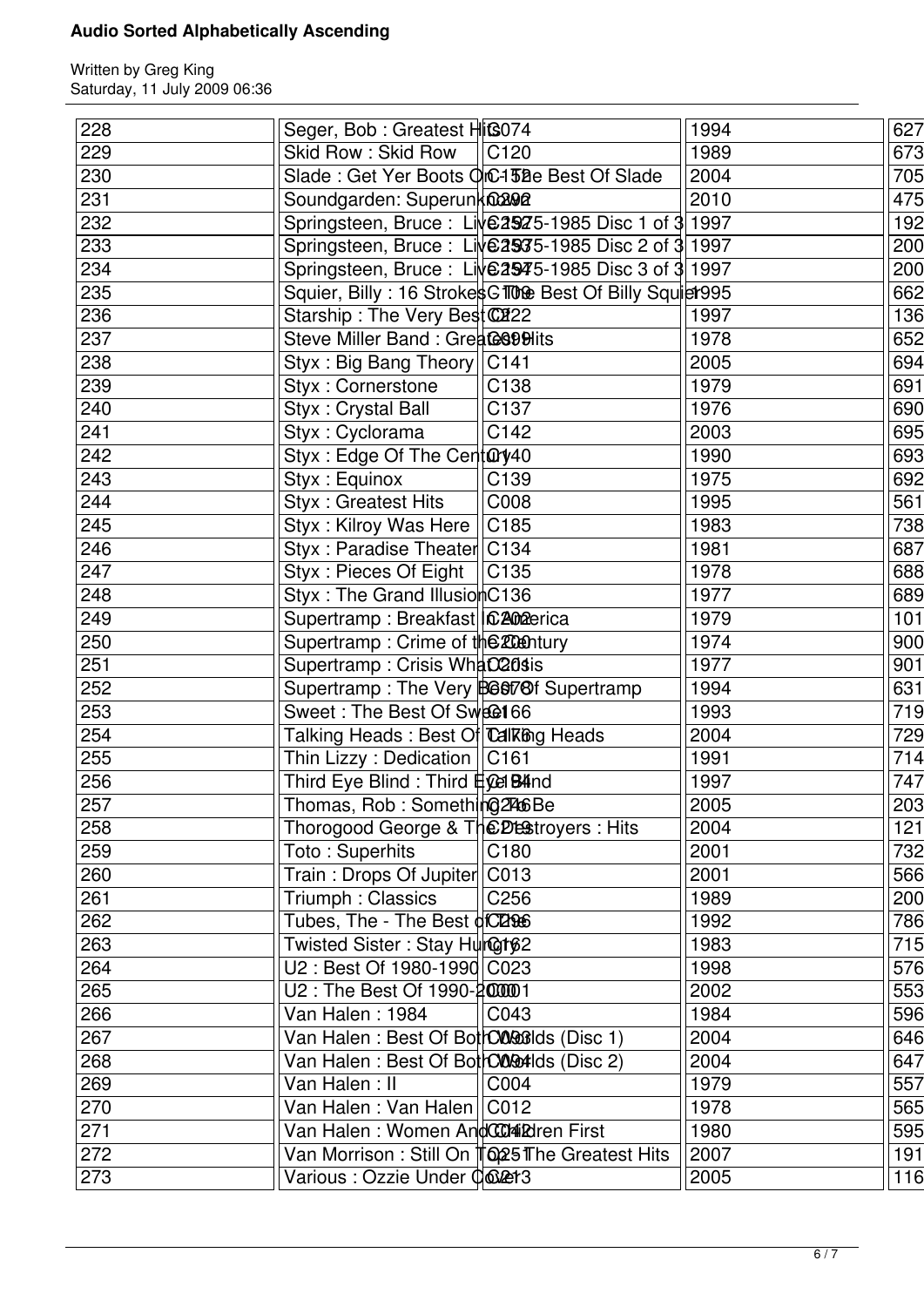| | | | | |
|---|---|---|---|---|
| 228 | Seger, Bob : Greatest Hits | C074 | 1994 | 627 |
| 229 | Skid Row : Skid Row | C120 | 1989 | 673 |
| 230 | Slade : Get Yer Boots On - The Best Of Slade | C152 | 2004 | 705 |
| 231 | Soundgarden: Superunknown | C292 | 2010 | 475 |
| 232 | Springsteen, Bruce : Live 1975-1985 Disc 1 of 3 | C252 | 1997 | 192 |
| 233 | Springsteen, Bruce : Live 1975-1985 Disc 2 of 3 | C253 | 1997 | 200 |
| 234 | Springsteen, Bruce : Live 1975-1985 Disc 3 of 3 | C254 | 1997 | 200 |
| 235 | Squier, Billy : 16 Strokes - The Best Of Billy Squier | C109 | 1995 | 662 |
| 236 | Starship : The Very Best Of | C222 | 1997 | 136 |
| 237 | Steve Miller Band : Greatest Hits | C099 | 1978 | 652 |
| 238 | Styx : Big Bang Theory | C141 | 2005 | 694 |
| 239 | Styx : Cornerstone | C138 | 1979 | 691 |
| 240 | Styx : Crystal Ball | C137 | 1976 | 690 |
| 241 | Styx : Cyclorama | C142 | 2003 | 695 |
| 242 | Styx : Edge Of The Century | C140 | 1990 | 693 |
| 243 | Styx : Equinox | C139 | 1975 | 692 |
| 244 | Styx : Greatest Hits | C008 | 1995 | 561 |
| 245 | Styx : Kilroy Was Here | C185 | 1983 | 738 |
| 246 | Styx : Paradise Theater | C134 | 1981 | 687 |
| 247 | Styx : Pieces Of Eight | C135 | 1978 | 688 |
| 248 | Styx : The Grand Illusion | C136 | 1977 | 689 |
| 249 | Supertramp : Breakfast In America | C202 | 1979 | 101 |
| 250 | Supertramp : Crime of the Century | C200 | 1974 | 900 |
| 251 | Supertramp : Crisis What Crisis | C201 | 1977 | 901 |
| 252 | Supertramp : The Very Best Of Supertramp | C078 | 1994 | 631 |
| 253 | Sweet : The Best Of Sweet | C166 | 1993 | 719 |
| 254 | Talking Heads : Best Of Talking Heads | C176 | 2004 | 729 |
| 255 | Thin Lizzy : Dedication | C161 | 1991 | 714 |
| 256 | Third Eye Blind : Third Eye Blind | C184 | 1997 | 747 |
| 257 | Thomas, Rob : Something To Be | C246 | 2005 | 203 |
| 258 | Thorogood George & The Destroyers : Hits | C219 | 2004 | 121 |
| 259 | Toto : Superhits | C180 | 2001 | 732 |
| 260 | Train : Drops Of Jupiter | C013 | 2001 | 566 |
| 261 | Triumph : Classics | C256 | 1989 | 200 |
| 262 | Tubes, The - The Best of | C196 | 1992 | 786 |
| 263 | Twisted Sister : Stay Hungry | C162 | 1983 | 715 |
| 264 | U2 : Best Of 1980-1990 | C023 | 1998 | 576 |
| 265 | U2 : The Best Of 1990-2000 | C001 | 2002 | 553 |
| 266 | Van Halen : 1984 | C043 | 1984 | 596 |
| 267 | Van Halen : Best Of Both Worlds (Disc 1) | C093 | 2004 | 646 |
| 268 | Van Halen : Best Of Both Worlds (Disc 2) | C094 | 2004 | 647 |
| 269 | Van Halen : II | C004 | 1979 | 557 |
| 270 | Van Halen : Van Halen | C012 | 1978 | 565 |
| 271 | Van Halen : Women And Children First | C042 | 1980 | 595 |
| 272 | Van Morrison : Still On Top - The Greatest Hits | C251 | 2007 | 191 |
| 273 | Various : Ozzie Under Cover | C213 | 2005 | 116 |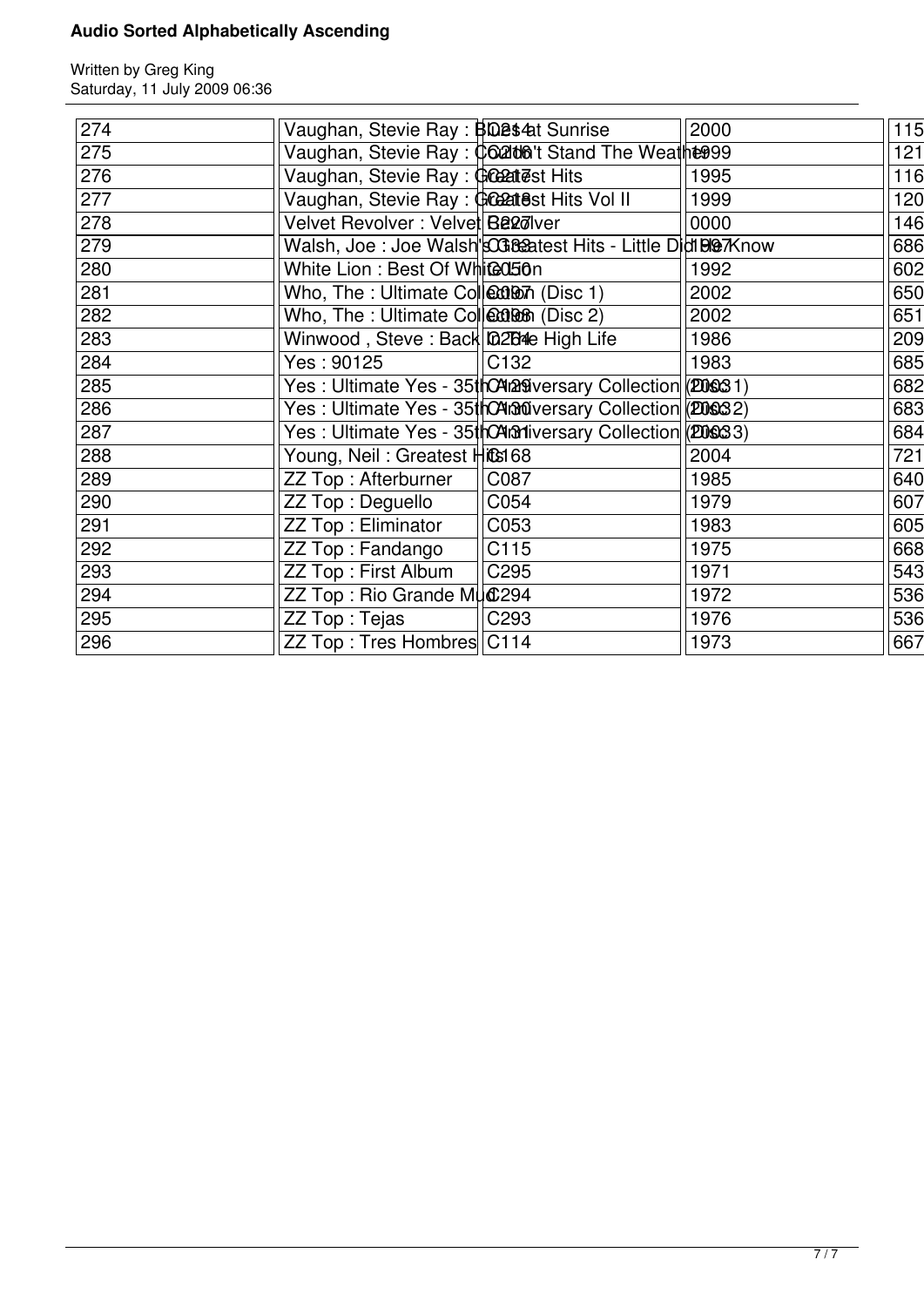| | | | | |
|---|---|---|---|---|
| 274 | Vaughan, Stevie Ray : Blues at Sunrise | C214 | 2000 | 115 |
| 275 | Vaughan, Stevie Ray : Couldn't Stand The Weather | C216 | 1999 | 121 |
| 276 | Vaughan, Stevie Ray : Greatest Hits | C217 | 1995 | 116 |
| 277 | Vaughan, Stevie Ray : Greatest Hits Vol II | C218 | 1999 | 120 |
| 278 | Velvet Revolver : Velvet Revolver | C227 | 0000 | 146 |
| 279 | Walsh, Joe : Joe Walsh's Greatest Hits - Little Did He Know | C133 | 1997 | 686 |
| 280 | White Lion : Best Of White Lion | C050 | 1992 | 602 |
| 281 | Who, The : Ultimate Collection (Disc 1) | C097 | 2002 | 650 |
| 282 | Who, The : Ultimate Collection (Disc 2) | C098 | 2002 | 651 |
| 283 | Winwood , Steve : Back In The High Life | C264 | 1986 | 209 |
| 284 | Yes : 90125 | C132 | 1983 | 685 |
| 285 | Yes : Ultimate Yes - 35th Anniversary Collection (Disc 1) | C129 | 2003 | 682 |
| 286 | Yes : Ultimate Yes - 35th Anniversary Collection (Disc 2) | C130 | 2003 | 683 |
| 287 | Yes : Ultimate Yes - 35th Anniversary Collection (Disc 3) | C131 | 2003 | 684 |
| 288 | Young, Neil : Greatest Hits | C168 | 2004 | 721 |
| 289 | ZZ Top : Afterburner | C087 | 1985 | 640 |
| 290 | ZZ Top : Deguello | C054 | 1979 | 607 |
| 291 | ZZ Top : Eliminator | C053 | 1983 | 605 |
| 292 | ZZ Top : Fandango | C115 | 1975 | 668 |
| 293 | ZZ Top : First Album | C295 | 1971 | 543 |
| 294 | ZZ Top : Rio Grande Mud | C294 | 1972 | 536 |
| 295 | ZZ Top : Tejas | C293 | 1976 | 536 |
| 296 | ZZ Top : Tres Hombres | C114 | 1973 | 667 |